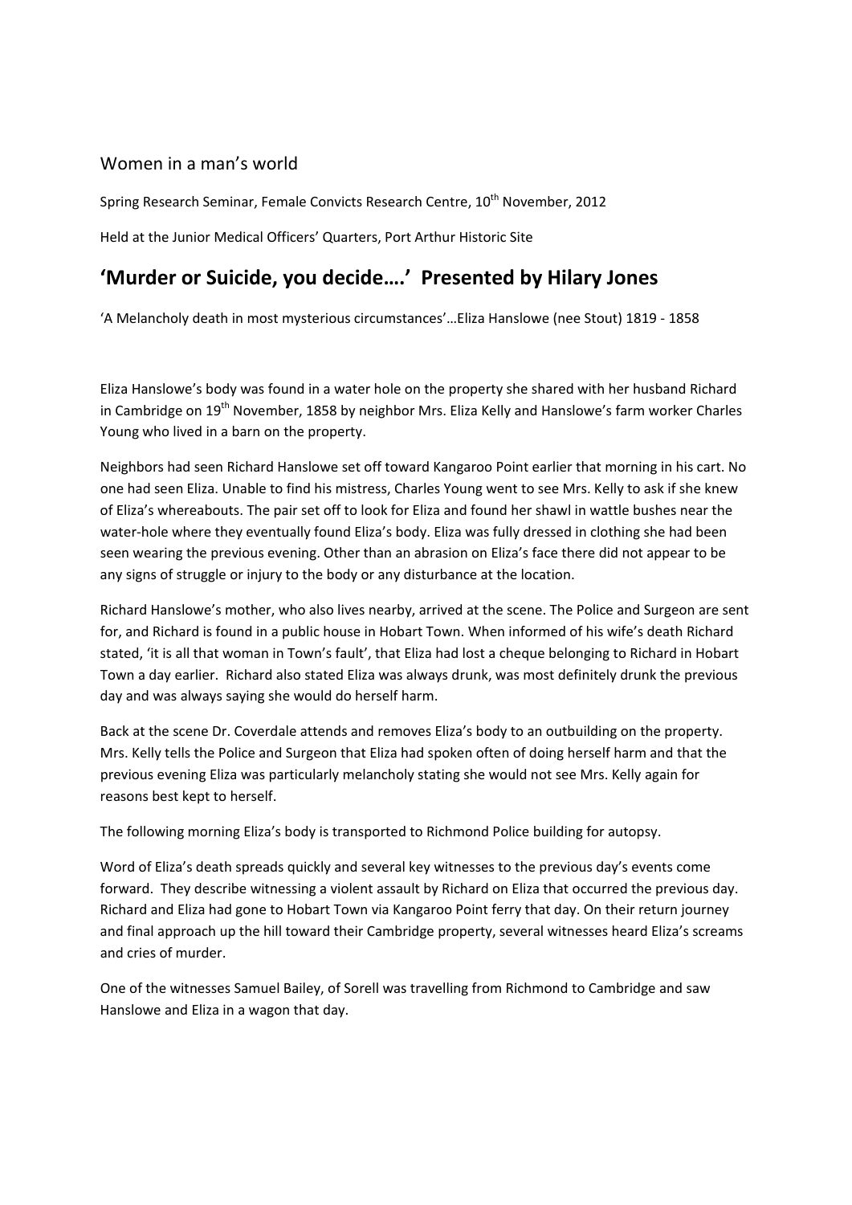Women in a man's world

Spring Research Seminar, Female Convicts Research Centre, 10th November, 2012

Held at the Junior Medical Officers' Quarters, Port Arthur Historic Site

# 'Murder or Suicide, you decide….' Presented by Hilary Jones

'A Melancholy death in most mysterious circumstances'…Eliza Hanslowe (nee Stout) 1819 - 1858

Eliza Hanslowe's body was found in a water hole on the property she shared with her husband Richard in Cambridge on 19th November, 1858 by neighbor Mrs. Eliza Kelly and Hanslowe's farm worker Charles Young who lived in a barn on the property.

Neighbors had seen Richard Hanslowe set off toward Kangaroo Point earlier that morning in his cart. No one had seen Eliza. Unable to find his mistress, Charles Young went to see Mrs. Kelly to ask if she knew of Eliza's whereabouts. The pair set off to look for Eliza and found her shawl in wattle bushes near the water-hole where they eventually found Eliza's body. Eliza was fully dressed in clothing she had been seen wearing the previous evening. Other than an abrasion on Eliza's face there did not appear to be any signs of struggle or injury to the body or any disturbance at the location.

Richard Hanslowe's mother, who also lives nearby, arrived at the scene. The Police and Surgeon are sent for, and Richard is found in a public house in Hobart Town. When informed of his wife's death Richard stated, 'it is all that woman in Town's fault', that Eliza had lost a cheque belonging to Richard in Hobart Town a day earlier. Richard also stated Eliza was always drunk, was most definitely drunk the previous day and was always saying she would do herself harm.

Back at the scene Dr. Coverdale attends and removes Eliza's body to an outbuilding on the property. Mrs. Kelly tells the Police and Surgeon that Eliza had spoken often of doing herself harm and that the previous evening Eliza was particularly melancholy stating she would not see Mrs. Kelly again for reasons best kept to herself.

The following morning Eliza's body is transported to Richmond Police building for autopsy.

Word of Eliza's death spreads quickly and several key witnesses to the previous day's events come forward. They describe witnessing a violent assault by Richard on Eliza that occurred the previous day. Richard and Eliza had gone to Hobart Town via Kangaroo Point ferry that day. On their return journey and final approach up the hill toward their Cambridge property, several witnesses heard Eliza's screams and cries of murder.

One of the witnesses Samuel Bailey, of Sorell was travelling from Richmond to Cambridge and saw Hanslowe and Eliza in a wagon that day.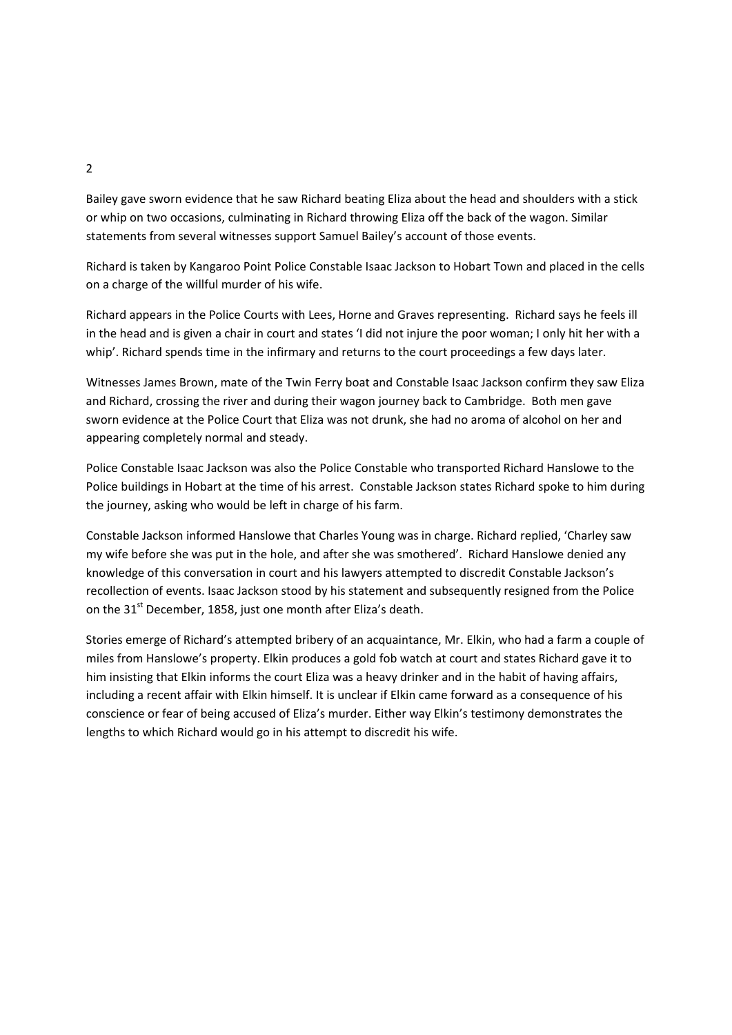Bailey gave sworn evidence that he saw Richard beating Eliza about the head and shoulders with a stick or whip on two occasions, culminating in Richard throwing Eliza off the back of the wagon. Similar statements from several witnesses support Samuel Bailey's account of those events.

Richard is taken by Kangaroo Point Police Constable Isaac Jackson to Hobart Town and placed in the cells on a charge of the willful murder of his wife.

Richard appears in the Police Courts with Lees, Horne and Graves representing. Richard says he feels ill in the head and is given a chair in court and states 'I did not injure the poor woman; I only hit her with a whip'. Richard spends time in the infirmary and returns to the court proceedings a few days later.

Witnesses James Brown, mate of the Twin Ferry boat and Constable Isaac Jackson confirm they saw Eliza and Richard, crossing the river and during their wagon journey back to Cambridge. Both men gave sworn evidence at the Police Court that Eliza was not drunk, she had no aroma of alcohol on her and appearing completely normal and steady.

Police Constable Isaac Jackson was also the Police Constable who transported Richard Hanslowe to the Police buildings in Hobart at the time of his arrest. Constable Jackson states Richard spoke to him during the journey, asking who would be left in charge of his farm.

Constable Jackson informed Hanslowe that Charles Young was in charge. Richard replied, 'Charley saw my wife before she was put in the hole, and after she was smothered'. Richard Hanslowe denied any knowledge of this conversation in court and his lawyers attempted to discredit Constable Jackson's recollection of events. Isaac Jackson stood by his statement and subsequently resigned from the Police on the 31st December, 1858, just one month after Eliza's death.

Stories emerge of Richard's attempted bribery of an acquaintance, Mr. Elkin, who had a farm a couple of miles from Hanslowe's property. Elkin produces a gold fob watch at court and states Richard gave it to him insisting that Elkin informs the court Eliza was a heavy drinker and in the habit of having affairs, including a recent affair with Elkin himself. It is unclear if Elkin came forward as a consequence of his conscience or fear of being accused of Eliza's murder. Either way Elkin's testimony demonstrates the lengths to which Richard would go in his attempt to discredit his wife.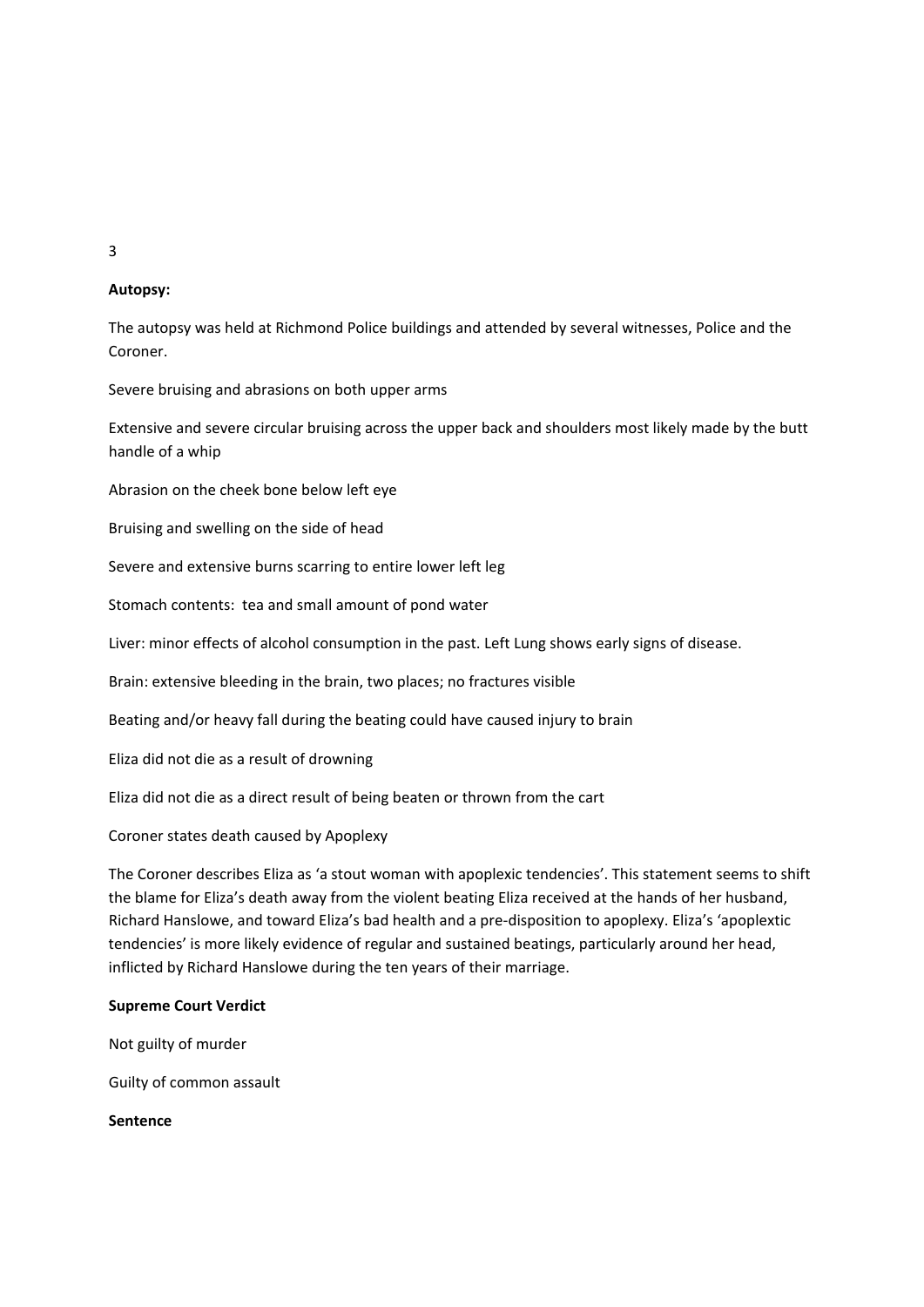**Autopsy:**

The autopsy was held at Richmond Police buildings and attended by several witnesses, Police and the Coroner.

Severe bruising and abrasions on both upper arms

Extensive and severe circular bruising across the upper back and shoulders most likely made by the butt handle of a whip

Abrasion on the cheek bone below left eye

Bruising and swelling on the side of head

Severe and extensive burns scarring to entire lower left leg

Stomach contents:  tea and small amount of pond water

Liver: minor effects of alcohol consumption in the past. Left Lung shows early signs of disease.

Brain: extensive bleeding in the brain, two places; no fractures visible

Beating and/or heavy fall during the beating could have caused injury to brain

Eliza did not die as a result of drowning

Eliza did not die as a direct result of being beaten or thrown from the cart

Coroner states death caused by Apoplexy

The Coroner describes Eliza as 'a stout woman with apoplexic tendencies'. This statement seems to shift the blame for Eliza's death away from the violent beating Eliza received at the hands of her husband, Richard Hanslowe, and toward Eliza's bad health and a pre-disposition to apoplexy. Eliza's 'apoplextic tendencies' is more likely evidence of regular and sustained beatings, particularly around her head, inflicted by Richard Hanslowe during the ten years of their marriage.

**Supreme Court Verdict**

Not guilty of murder

Guilty of common assault

**Sentence**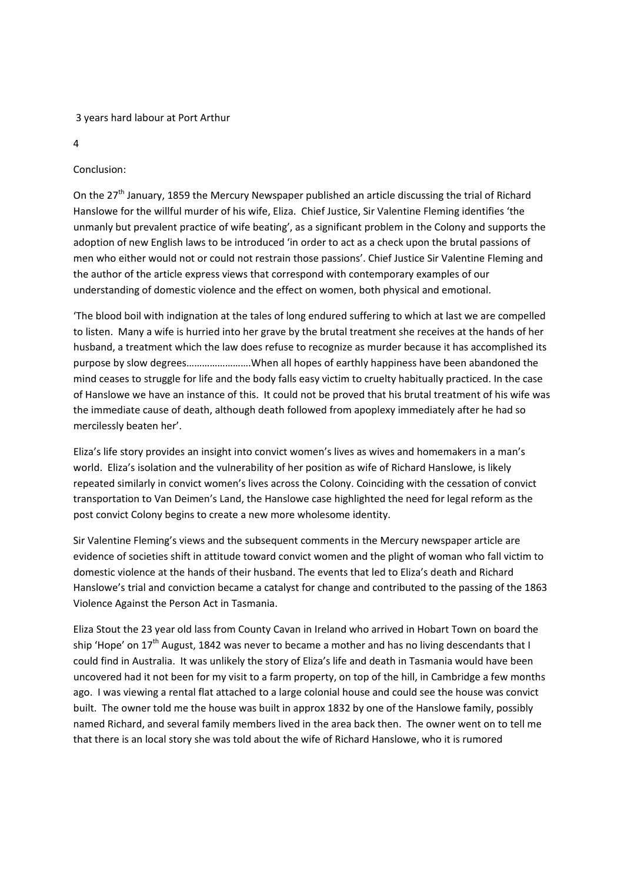3 years hard labour at Port Arthur

4

Conclusion:

On the 27th January, 1859 the Mercury Newspaper published an article discussing the trial of Richard Hanslowe for the willful murder of his wife, Eliza. Chief Justice, Sir Valentine Fleming identifies 'the unmanly but prevalent practice of wife beating', as a significant problem in the Colony and supports the adoption of new English laws to be introduced 'in order to act as a check upon the brutal passions of men who either would not or could not restrain those passions'. Chief Justice Sir Valentine Fleming and the author of the article express views that correspond with contemporary examples of our understanding of domestic violence and the effect on women, both physical and emotional.

'The blood boil with indignation at the tales of long endured suffering to which at last we are compelled to listen. Many a wife is hurried into her grave by the brutal treatment she receives at the hands of her husband, a treatment which the law does refuse to recognize as murder because it has accomplished its purpose by slow degrees……………………When all hopes of earthly happiness have been abandoned the mind ceases to struggle for life and the body falls easy victim to cruelty habitually practiced. In the case of Hanslowe we have an instance of this. It could not be proved that his brutal treatment of his wife was the immediate cause of death, although death followed from apoplexy immediately after he had so mercilessly beaten her'.

Eliza's life story provides an insight into convict women's lives as wives and homemakers in a man's world. Eliza's isolation and the vulnerability of her position as wife of Richard Hanslowe, is likely repeated similarly in convict women's lives across the Colony. Coinciding with the cessation of convict transportation to Van Deimen's Land, the Hanslowe case highlighted the need for legal reform as the post convict Colony begins to create a new more wholesome identity.

Sir Valentine Fleming's views and the subsequent comments in the Mercury newspaper article are evidence of societies shift in attitude toward convict women and the plight of woman who fall victim to domestic violence at the hands of their husband. The events that led to Eliza's death and Richard Hanslowe's trial and conviction became a catalyst for change and contributed to the passing of the 1863 Violence Against the Person Act in Tasmania.

Eliza Stout the 23 year old lass from County Cavan in Ireland who arrived in Hobart Town on board the ship 'Hope' on 17th August, 1842 was never to became a mother and has no living descendants that I could find in Australia. It was unlikely the story of Eliza's life and death in Tasmania would have been uncovered had it not been for my visit to a farm property, on top of the hill, in Cambridge a few months ago. I was viewing a rental flat attached to a large colonial house and could see the house was convict built. The owner told me the house was built in approx 1832 by one of the Hanslowe family, possibly named Richard, and several family members lived in the area back then. The owner went on to tell me that there is an local story she was told about the wife of Richard Hanslowe, who it is rumored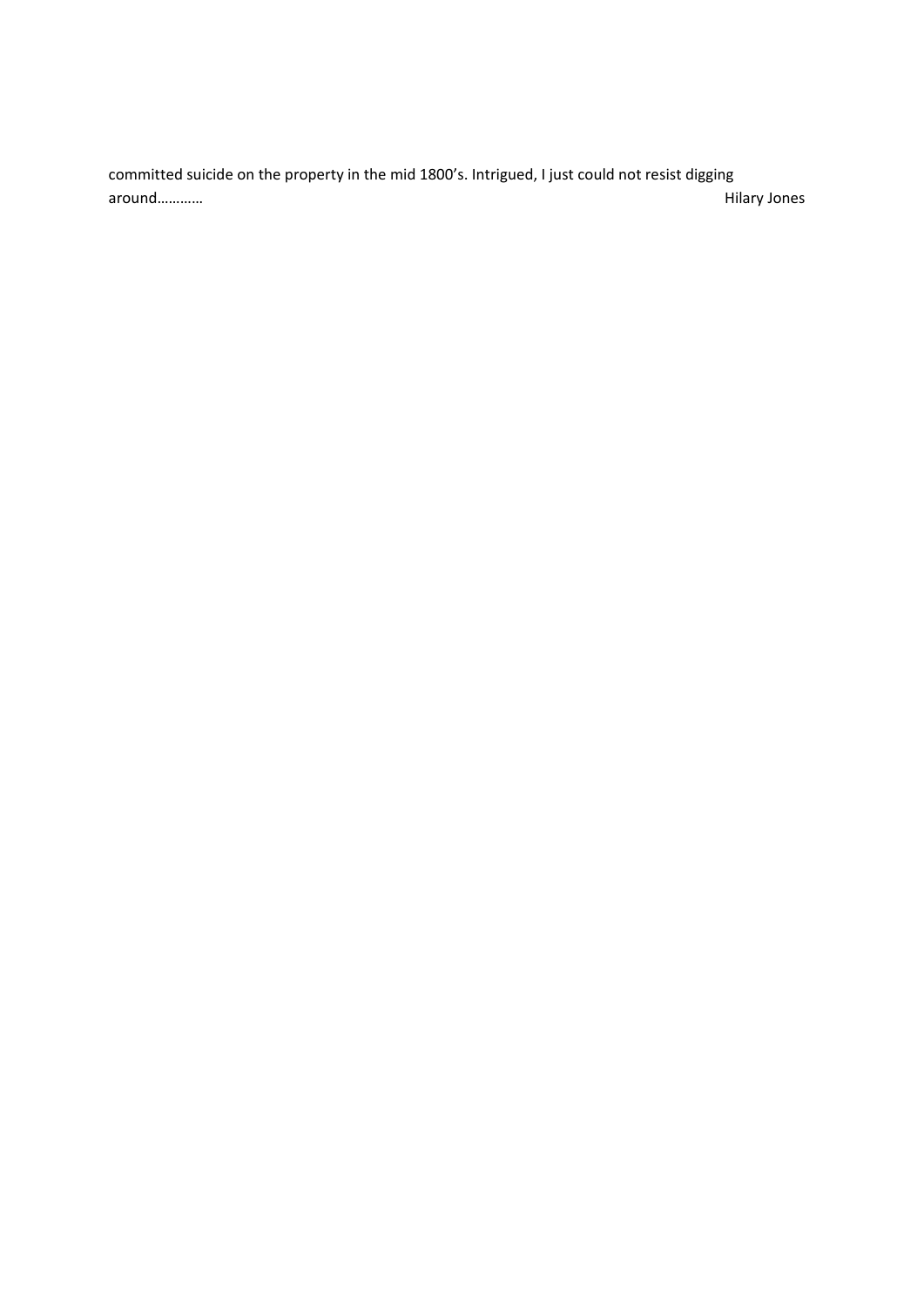committed suicide on the property in the mid 1800's. Intrigued, I just could not resist digging around…………

Hilary Jones